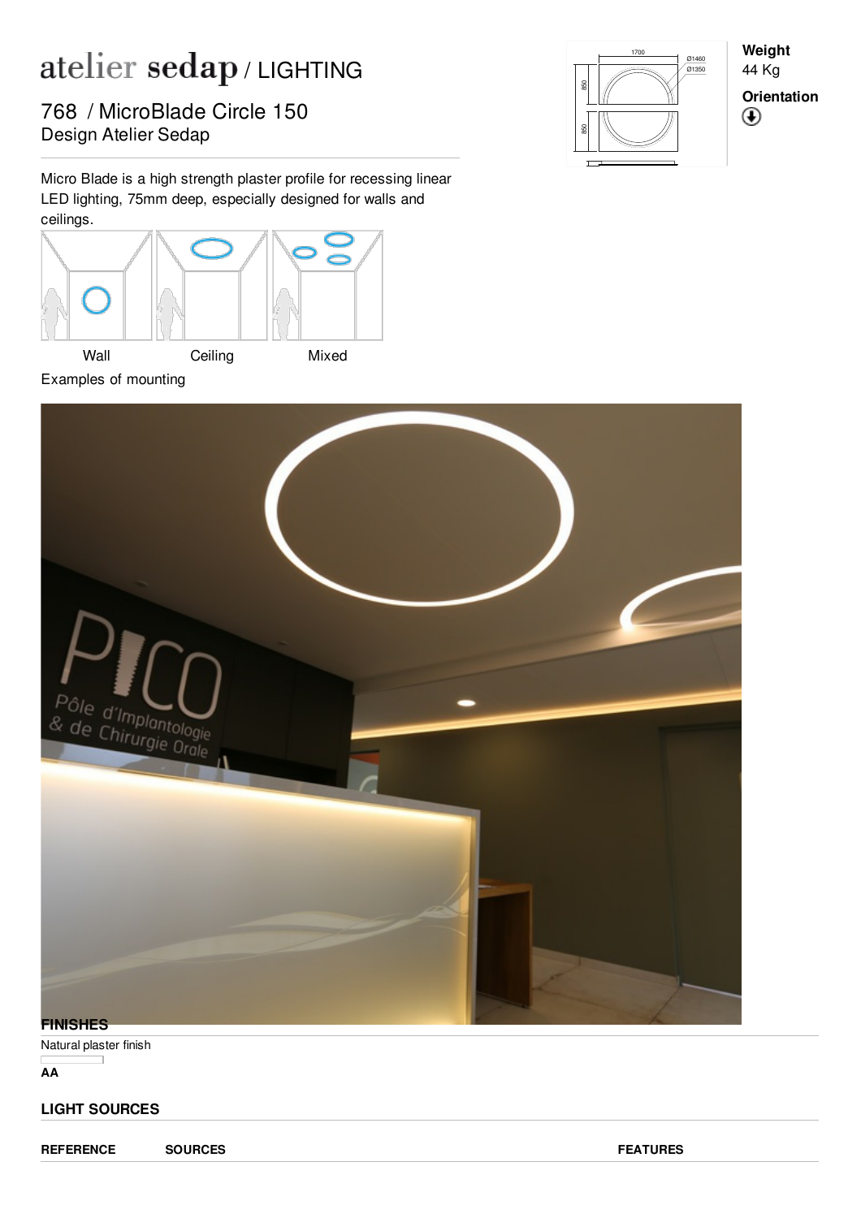# atelier sedap / LIGHTING

## 768 / MicroBlade Circle 150

Design Atelier Sedap

**Weight**
44 Kg

**Orientation**

Micro Blade is a high strength plaster profile for recessing linear LED lighting, 75mm deep, especially designed for walls and ceilings.

Wall | Ceiling | Mixed

Examples of mounting

## FINISHES

Natural plaster finish

**AA**

## LIGHT SOURCES

| REFERENCE | SOURCES | FEATURES |
|---|---|---|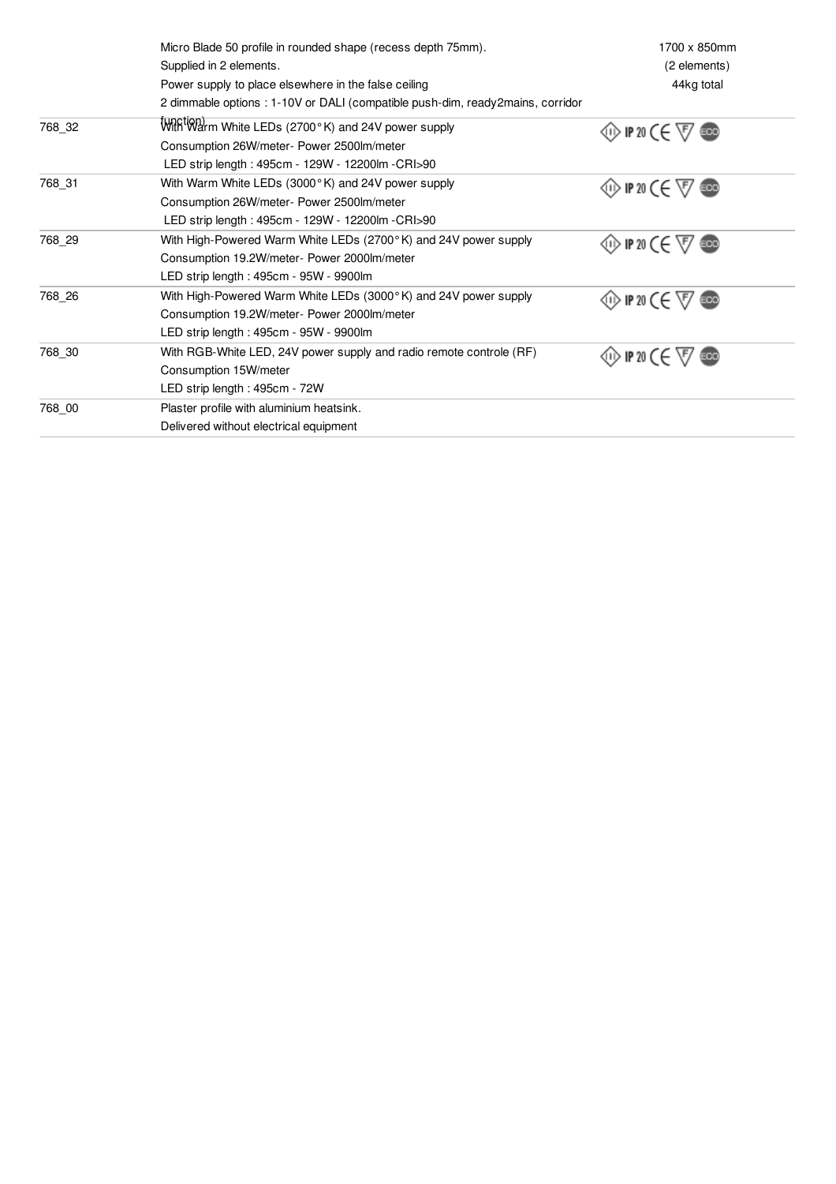| | | |
|---|---|---|
| | Micro Blade 50 profile in rounded shape (recess depth 75mm).<br>Supplied in 2 elements.<br>Power supply to place elsewhere in the false ceiling<br>2 dimmable options : 1-10V or DALI (compatible push-dim, ready2mains, corridor function) | 1700 x 850mm<br>(2 elements)<br>44kg total |
| 768_32 | With Warm White LEDs (2700°K) and 24V power supply<br>Consumption 26W/meter- Power 2500lm/meter<br>LED strip length : 495cm - 129W - 12200lm -CRI>90 | IP 20 CE |
| 768_31 | With Warm White LEDs (3000°K) and 24V power supply<br>Consumption 26W/meter- Power 2500lm/meter<br>LED strip length : 495cm - 129W - 12200lm -CRI>90 | IP 20 CE |
| 768_29 | With High-Powered Warm White LEDs (2700°K) and 24V power supply<br>Consumption 19.2W/meter- Power 2000lm/meter<br>LED strip length : 495cm - 95W - 9900lm | IP 20 CE |
| 768_26 | With High-Powered Warm White LEDs (3000°K) and 24V power supply<br>Consumption 19.2W/meter- Power 2000lm/meter<br>LED strip length : 495cm - 95W - 9900lm | IP 20 CE |
| 768_30 | With RGB-White LED, 24V power supply and radio remote controle (RF)<br>Consumption 15W/meter<br>LED strip length : 495cm - 72W | IP 20 CE |
| 768_00 | Plaster profile with aluminium heatsink.<br>Delivered without electrical equipment | |